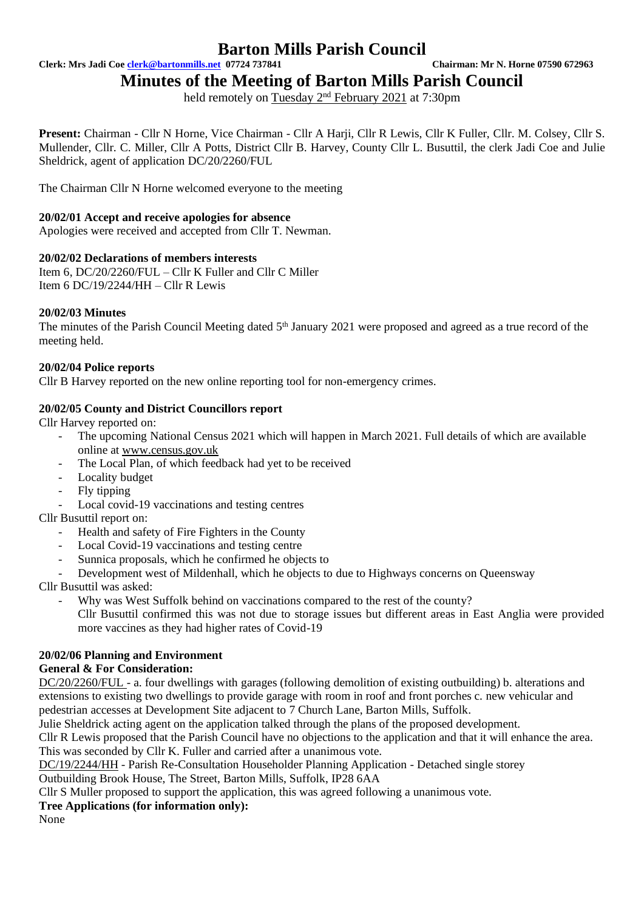# Barton Mills Parish Council

**Clerk: Mrs Jadi Coe clerk@bartonmills.net 07724 737841** **Chairman: Mr N. Horne 07590 672963**

## Minutes of the Meeting of Barton Mills Parish Council

held remotely on Tuesday 2nd February 2021 at 7:30pm

**Present:** Chairman - Cllr N Horne, Vice Chairman - Cllr A Harji, Cllr R Lewis, Cllr K Fuller, Cllr. M. Colsey, Cllr S. Mullender, Cllr. C. Miller, Cllr A Potts, District Cllr B. Harvey, County Cllr L. Busuttil, the clerk Jadi Coe and Julie Sheldrick, agent of application DC/20/2260/FUL

The Chairman Cllr N Horne welcomed everyone to the meeting

### 20/02/01 Accept and receive apologies for absence

Apologies were received and accepted from Cllr T. Newman.

### 20/02/02 Declarations of members interests

Item 6, DC/20/2260/FUL – Cllr K Fuller and Cllr C Miller
Item 6 DC/19/2244/HH – Cllr R Lewis

### 20/02/03 Minutes

The minutes of the Parish Council Meeting dated 5th January 2021 were proposed and agreed as a true record of the meeting held.

### 20/02/04 Police reports

Cllr B Harvey reported on the new online reporting tool for non-emergency crimes.

### 20/02/05 County and District Councillors report

Cllr Harvey reported on:

- The upcoming National Census 2021 which will happen in March 2021. Full details of which are available online at www.census.gov.uk
- The Local Plan, of which feedback had yet to be received
- Locality budget
- Fly tipping
- Local covid-19 vaccinations and testing centres

Cllr Busuttil report on:

- Health and safety of Fire Fighters in the County
- Local Covid-19 vaccinations and testing centre
- Sunnica proposals, which he confirmed he objects to
- Development west of Mildenhall, which he objects to due to Highways concerns on Queensway

Cllr Busuttil was asked:

- Why was West Suffolk behind on vaccinations compared to the rest of the county?
  Cllr Busuttil confirmed this was not due to storage issues but different areas in East Anglia were provided more vaccines as they had higher rates of Covid-19

### 20/02/06 Planning and Environment

**General & For Consideration:**

DC/20/2260/FUL - a. four dwellings with garages (following demolition of existing outbuilding) b. alterations and extensions to existing two dwellings to provide garage with room in roof and front porches c. new vehicular and pedestrian accesses at Development Site adjacent to 7 Church Lane, Barton Mills, Suffolk.

Julie Sheldrick acting agent on the application talked through the plans of the proposed development.

Cllr R Lewis proposed that the Parish Council have no objections to the application and that it will enhance the area. This was seconded by Cllr K. Fuller and carried after a unanimous vote.

DC/19/2244/HH - Parish Re-Consultation Householder Planning Application - Detached single storey Outbuilding Brook House, The Street, Barton Mills, Suffolk, IP28 6AA

Cllr S Muller proposed to support the application, this was agreed following a unanimous vote.

**Tree Applications (for information only):**

None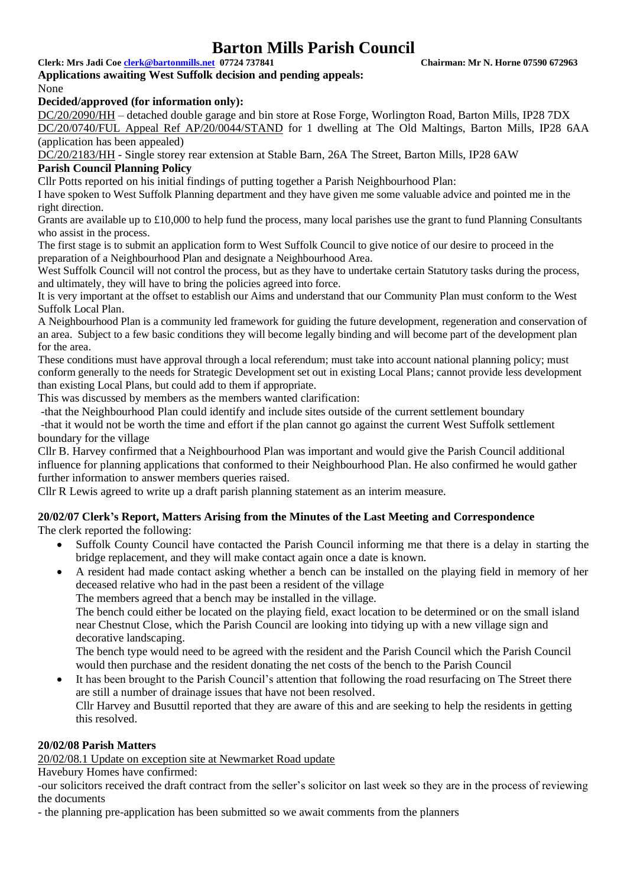# Barton Mills Parish Council

**Clerk: Mrs Jadi Coe clerk@bartonmills.net 07724 737841** **Chairman: Mr N. Horne 07590 672963**

**Applications awaiting West Suffolk decision and pending appeals:**

None

**Decided/approved (for information only):**

DC/20/2090/HH – detached double garage and bin store at Rose Forge, Worlington Road, Barton Mills, IP28 7DX

DC/20/0740/FUL Appeal Ref AP/20/0044/STAND for 1 dwelling at The Old Maltings, Barton Mills, IP28 6AA (application has been appealed)

DC/20/2183/HH - Single storey rear extension at Stable Barn, 26A The Street, Barton Mills, IP28 6AW

**Parish Council Planning Policy**

Cllr Potts reported on his initial findings of putting together a Parish Neighbourhood Plan:

I have spoken to West Suffolk Planning department and they have given me some valuable advice and pointed me in the right direction.

Grants are available up to £10,000 to help fund the process, many local parishes use the grant to fund Planning Consultants who assist in the process.

The first stage is to submit an application form to West Suffolk Council to give notice of our desire to proceed in the preparation of a Neighbourhood Plan and designate a Neighbourhood Area.

West Suffolk Council will not control the process, but as they have to undertake certain Statutory tasks during the process, and ultimately, they will have to bring the policies agreed into force.

It is very important at the offset to establish our Aims and understand that our Community Plan must conform to the West Suffolk Local Plan.

A Neighbourhood Plan is a community led framework for guiding the future development, regeneration and conservation of an area. Subject to a few basic conditions they will become legally binding and will become part of the development plan for the area.

These conditions must have approval through a local referendum; must take into account national planning policy; must conform generally to the needs for Strategic Development set out in existing Local Plans; cannot provide less development than existing Local Plans, but could add to them if appropriate.

This was discussed by members as the members wanted clarification:

-that the Neighbourhood Plan could identify and include sites outside of the current settlement boundary

-that it would not be worth the time and effort if the plan cannot go against the current West Suffolk settlement boundary for the village

Cllr B. Harvey confirmed that a Neighbourhood Plan was important and would give the Parish Council additional influence for planning applications that conformed to their Neighbourhood Plan. He also confirmed he would gather further information to answer members queries raised.

Cllr R Lewis agreed to write up a draft parish planning statement as an interim measure.

**20/02/07 Clerk's Report, Matters Arising from the Minutes of the Last Meeting and Correspondence**

The clerk reported the following:

- Suffolk County Council have contacted the Parish Council informing me that there is a delay in starting the bridge replacement, and they will make contact again once a date is known.
- A resident had made contact asking whether a bench can be installed on the playing field in memory of her deceased relative who had in the past been a resident of the village

  The members agreed that a bench may be installed in the village.

  The bench could either be located on the playing field, exact location to be determined or on the small island near Chestnut Close, which the Parish Council are looking into tidying up with a new village sign and decorative landscaping.

  The bench type would need to be agreed with the resident and the Parish Council which the Parish Council would then purchase and the resident donating the net costs of the bench to the Parish Council
- It has been brought to the Parish Council's attention that following the road resurfacing on The Street there are still a number of drainage issues that have not been resolved.

  Cllr Harvey and Busuttil reported that they are aware of this and are seeking to help the residents in getting this resolved.

**20/02/08 Parish Matters**

20/02/08.1 Update on exception site at Newmarket Road update

Havebury Homes have confirmed:

-our solicitors received the draft contract from the seller's solicitor on last week so they are in the process of reviewing the documents

- the planning pre-application has been submitted so we await comments from the planners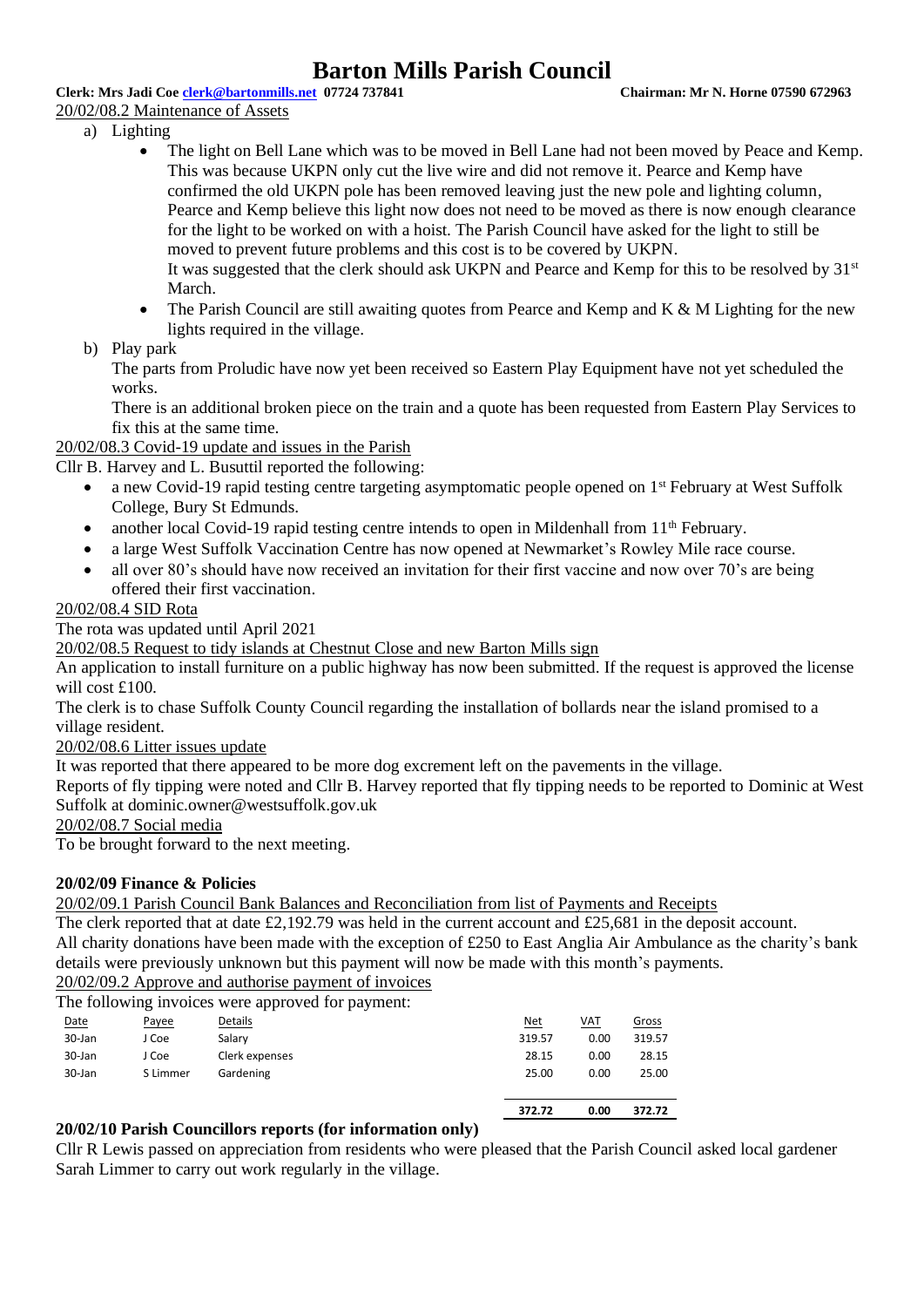20/02/08.2 Maintenance of Assets

a) Lighting

- The light on Bell Lane which was to be moved in Bell Lane had not been moved by Peace and Kemp. This was because UKPN only cut the live wire and did not remove it. Pearce and Kemp have confirmed the old UKPN pole has been removed leaving just the new pole and lighting column, Pearce and Kemp believe this light now does not need to be moved as there is now enough clearance for the light to be worked on with a hoist. The Parish Council have asked for the light to still be moved to prevent future problems and this cost is to be covered by UKPN.
  It was suggested that the clerk should ask UKPN and Pearce and Kemp for this to be resolved by 31st March.
- The Parish Council are still awaiting quotes from Pearce and Kemp and K & M Lighting for the new lights required in the village.

b) Play park

The parts from Proludic have now yet been received so Eastern Play Equipment have not yet scheduled the works.
There is an additional broken piece on the train and a quote has been requested from Eastern Play Services to fix this at the same time.

20/02/08.3 Covid-19 update and issues in the Parish

Cllr B. Harvey and L. Busuttil reported the following:

- a new Covid-19 rapid testing centre targeting asymptomatic people opened on 1st February at West Suffolk College, Bury St Edmunds.
- another local Covid-19 rapid testing centre intends to open in Mildenhall from 11th February.
- a large West Suffolk Vaccination Centre has now opened at Newmarket's Rowley Mile race course.
- all over 80's should have now received an invitation for their first vaccine and now over 70's are being offered their first vaccination.

20/02/08.4 SID Rota

The rota was updated until April 2021

20/02/08.5 Request to tidy islands at Chestnut Close and new Barton Mills sign

An application to install furniture on a public highway has now been submitted. If the request is approved the license will cost £100.
The clerk is to chase Suffolk County Council regarding the installation of bollards near the island promised to a village resident.

20/02/08.6 Litter issues update

It was reported that there appeared to be more dog excrement left on the pavements in the village.
Reports of fly tipping were noted and Cllr B. Harvey reported that fly tipping needs to be reported to Dominic at West Suffolk at dominic.owner@westsuffolk.gov.uk

20/02/08.7 Social media

To be brought forward to the next meeting.

**20/02/09 Finance & Policies**

20/02/09.1 Parish Council Bank Balances and Reconciliation from list of Payments and Receipts

The clerk reported that at date £2,192.79 was held in the current account and £25,681 in the deposit account.
All charity donations have been made with the exception of £250 to East Anglia Air Ambulance as the charity's bank details were previously unknown but this payment will now be made with this month's payments.

20/02/09.2 Approve and authorise payment of invoices

The following invoices were approved for payment:

| Date | Payee | Details | Net | VAT | Gross |
|---|---|---|---|---|---|
| 30-Jan | J Coe | Salary | 319.57 | 0.00 | 319.57 |
| 30-Jan | J Coe | Clerk expenses | 28.15 | 0.00 | 28.15 |
| 30-Jan | S Limmer | Gardening | 25.00 | 0.00 | 25.00 |
| | | | **372.72** | **0.00** | **372.72** |

**20/02/10 Parish Councillors reports (for information only)**

Cllr R Lewis passed on appreciation from residents who were pleased that the Parish Council asked local gardener Sarah Limmer to carry out work regularly in the village.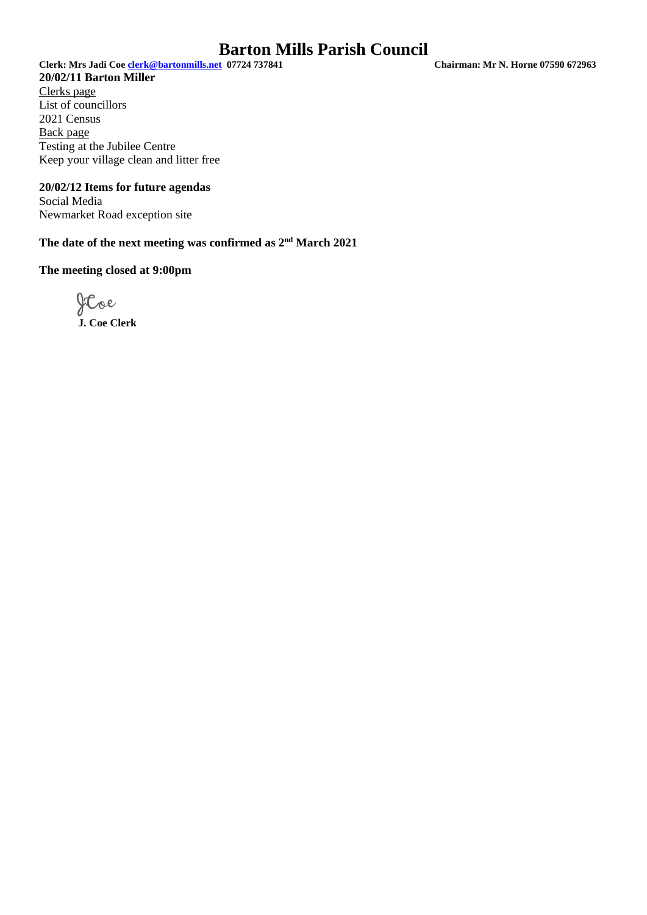# Barton Mills Parish Council

**Clerk: Mrs Jadi Coe [clerk@bartonmills.net](mailto:clerk@bartonmills.net) 07724 737841** **Chairman: Mr N. Horne 07590 672963**

**20/02/11 Barton Miller**

Clerks page
List of councillors
2021 Census
Back page
Testing at the Jubilee Centre
Keep your village clean and litter free

**20/02/12 Items for future agendas**

Social Media
Newmarket Road exception site

**The date of the next meeting was confirmed as 2nd March 2021**

**The meeting closed at 9:00pm**

JCoe

**J. Coe Clerk**